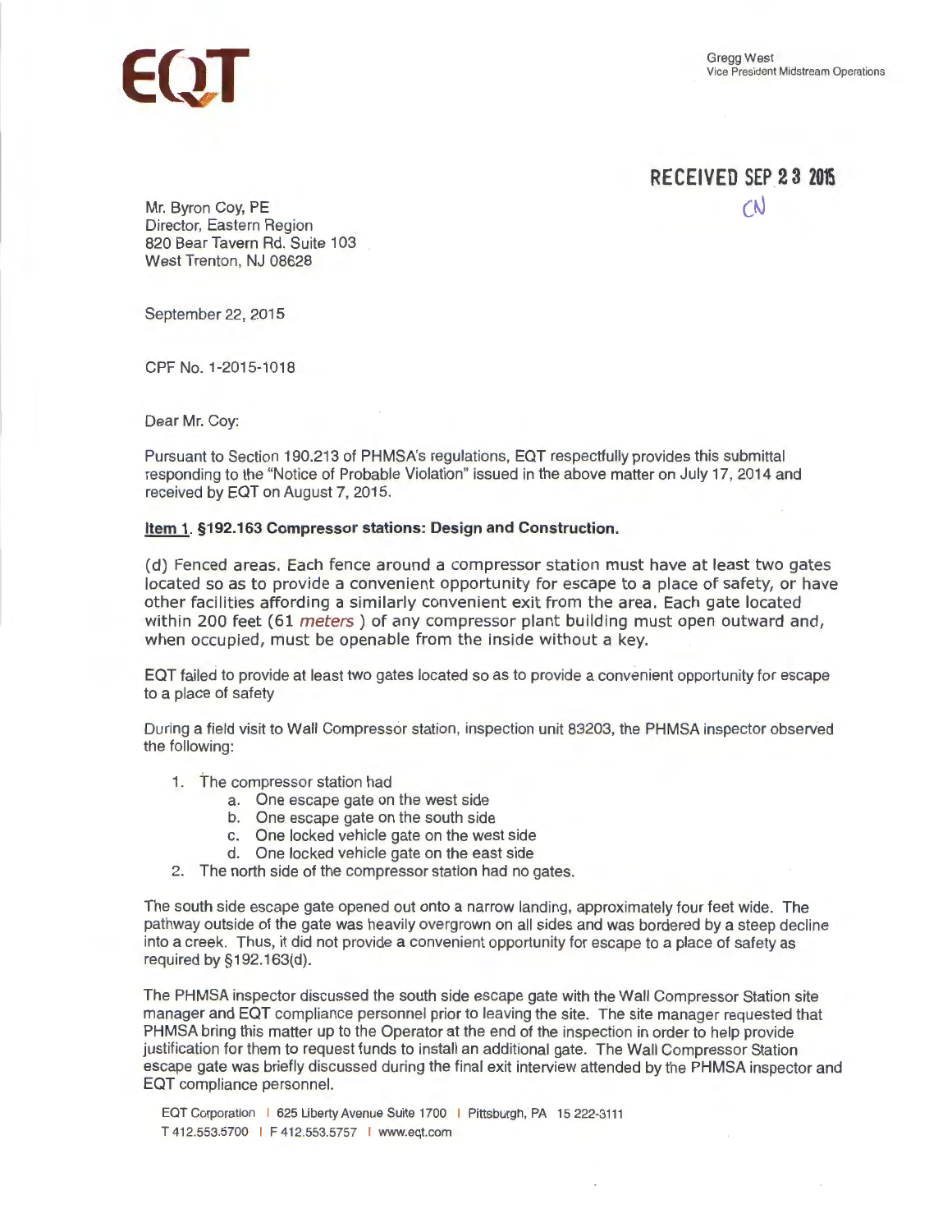EQT

Gregg West
Vice President Midstream Operations

RECEIVED SEP 23 2015
CN

Mr. Byron Coy, PE
Director, Eastern Region
820 Bear Tavern Rd. Suite 103
West Trenton, NJ 08628

September 22, 2015

CPF No. 1-2015-1018

Dear Mr. Coy:

Pursuant to Section 190.213 of PHMSA's regulations, EQT respectfully provides this submittal responding to the "Notice of Probable Violation" issued in the above matter on July 17, 2014 and received by EQT on August 7, 2015.

**Item 1. §192.163 Compressor stations: Design and Construction.**

(d) Fenced areas. Each fence around a compressor station must have at least two gates located so as to provide a convenient opportunity for escape to a place of safety, or have other facilities affording a similarly convenient exit from the area. Each gate located within 200 feet (61 *meters* ) of any compressor plant building must open outward and, when occupied, must be openable from the inside without a key.

EQT failed to provide at least two gates located so as to provide a convenient opportunity for escape to a place of safety

During a field visit to Wall Compressor station, inspection unit 83203, the PHMSA inspector observed the following:

1. The compressor station had
    a. One escape gate on the west side
    b. One escape gate on the south side
    c. One locked vehicle gate on the west side
    d. One locked vehicle gate on the east side
2. The north side of the compressor station had no gates.

The south side escape gate opened out onto a narrow landing, approximately four feet wide. The pathway outside of the gate was heavily overgrown on all sides and was bordered by a steep decline into a creek. Thus, it did not provide a convenient opportunity for escape to a place of safety as required by §192.163(d).

The PHMSA inspector discussed the south side escape gate with the Wall Compressor Station site manager and EQT compliance personnel prior to leaving the site. The site manager requested that PHMSA bring this matter up to the Operator at the end of the inspection in order to help provide justification for them to request funds to install an additional gate. The Wall Compressor Station escape gate was briefly discussed during the final exit interview attended by the PHMSA inspector and EQT compliance personnel.

EQT Corporation | 625 Liberty Avenue Suite 1700 | Pittsburgh, PA 15 222-3111
T 412.553.5700 | F 412.553.5757 | www.eqt.com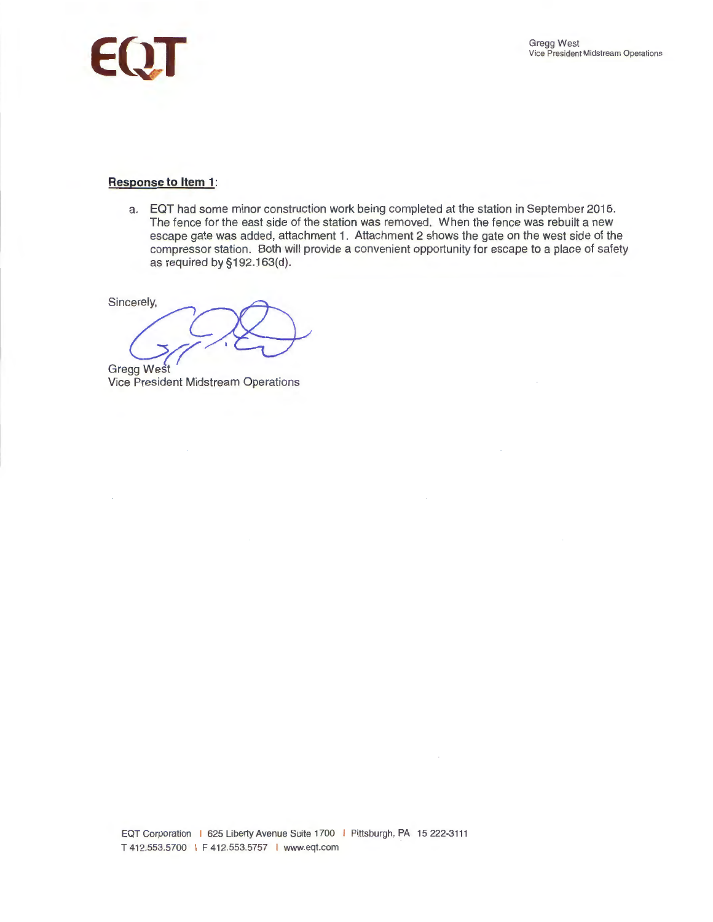Gregg West
Vice President Midstream Operations

**Response to Item 1**:

a. EQT had some minor construction work being completed at the station in September 2015. The fence for the east side of the station was removed. When the fence was rebuilt a new escape gate was added, attachment 1. Attachment 2 shows the gate on the west side of the compressor station. Both will provide a convenient opportunity for escape to a place of safety as required by §192.163(d).

Sincerely,

Gregg West
Vice President Midstream Operations

EQT Corporation | 625 Liberty Avenue Suite 1700 | Pittsburgh, PA 15 222-3111
T 412.553.5700 | F 412.553.5757 | www.eqt.com